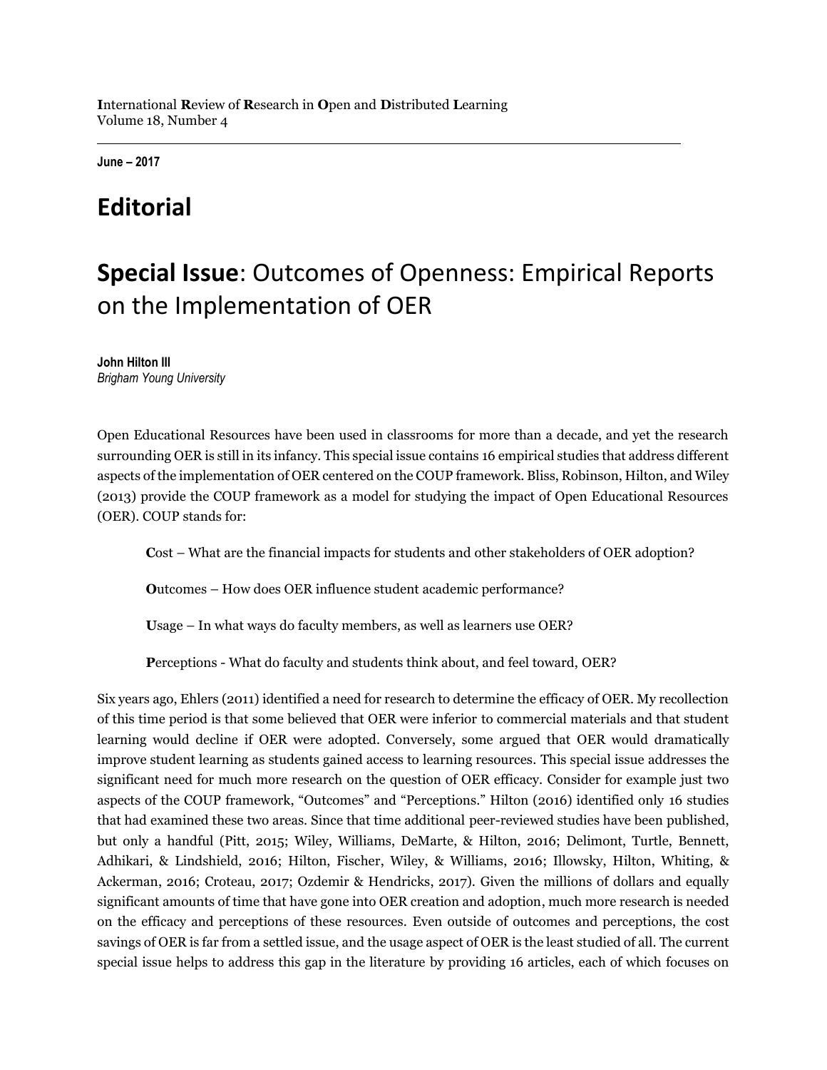**I**nternational **R**eview of **R**esearch in **O**pen and **D**istributed **L**earning
Volume 18, Number 4

**June – 2017**

# Editorial

# **Special Issue**: Outcomes of Openness: Empirical Reports on the Implementation of OER

**John Hilton III**
*Brigham Young University*

Open Educational Resources have been used in classrooms for more than a decade, and yet the research surrounding OER is still in its infancy. This special issue contains 16 empirical studies that address different aspects of the implementation of OER centered on the COUP framework. Bliss, Robinson, Hilton, and Wiley (2013) provide the COUP framework as a model for studying the impact of Open Educational Resources (OER). COUP stands for:

> **C**ost – What are the financial impacts for students and other stakeholders of OER adoption?
>
> **O**utcomes – How does OER influence student academic performance?
>
> **U**sage – In what ways do faculty members, as well as learners use OER?
>
> **P**erceptions - What do faculty and students think about, and feel toward, OER?

Six years ago, Ehlers (2011) identified a need for research to determine the efficacy of OER. My recollection of this time period is that some believed that OER were inferior to commercial materials and that student learning would decline if OER were adopted. Conversely, some argued that OER would dramatically improve student learning as students gained access to learning resources. This special issue addresses the significant need for much more research on the question of OER efficacy. Consider for example just two aspects of the COUP framework, "Outcomes" and "Perceptions." Hilton (2016) identified only 16 studies that had examined these two areas. Since that time additional peer-reviewed studies have been published, but only a handful (Pitt, 2015; Wiley, Williams, DeMarte, & Hilton, 2016; Delimont, Turtle, Bennett, Adhikari, & Lindshield, 2016; Hilton, Fischer, Wiley, & Williams, 2016; Illowsky, Hilton, Whiting, & Ackerman, 2016; Croteau, 2017; Ozdemir & Hendricks, 2017). Given the millions of dollars and equally significant amounts of time that have gone into OER creation and adoption, much more research is needed on the efficacy and perceptions of these resources. Even outside of outcomes and perceptions, the cost savings of OER is far from a settled issue, and the usage aspect of OER is the least studied of all. The current special issue helps to address this gap in the literature by providing 16 articles, each of which focuses on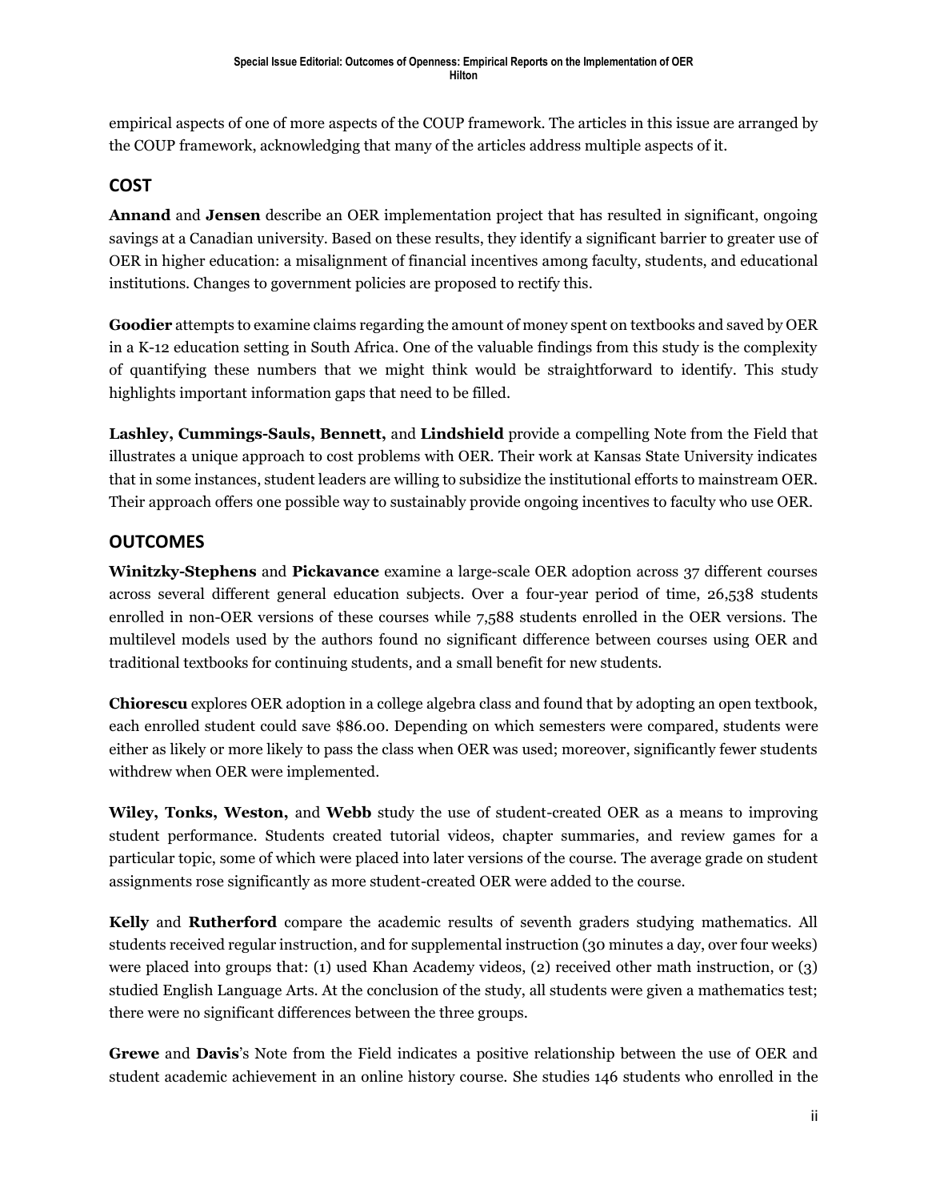empirical aspects of one of more aspects of the COUP framework. The articles in this issue are arranged by the COUP framework, acknowledging that many of the articles address multiple aspects of it.

## COST

**Annand** and **Jensen** describe an OER implementation project that has resulted in significant, ongoing savings at a Canadian university. Based on these results, they identify a significant barrier to greater use of OER in higher education: a misalignment of financial incentives among faculty, students, and educational institutions. Changes to government policies are proposed to rectify this.

**Goodier** attempts to examine claims regarding the amount of money spent on textbooks and saved by OER in a K-12 education setting in South Africa. One of the valuable findings from this study is the complexity of quantifying these numbers that we might think would be straightforward to identify. This study highlights important information gaps that need to be filled.

**Lashley, Cummings-Sauls, Bennett,** and **Lindshield** provide a compelling Note from the Field that illustrates a unique approach to cost problems with OER. Their work at Kansas State University indicates that in some instances, student leaders are willing to subsidize the institutional efforts to mainstream OER. Their approach offers one possible way to sustainably provide ongoing incentives to faculty who use OER.

## OUTCOMES

**Winitzky-Stephens** and **Pickavance** examine a large-scale OER adoption across 37 different courses across several different general education subjects. Over a four-year period of time, 26,538 students enrolled in non-OER versions of these courses while 7,588 students enrolled in the OER versions. The multilevel models used by the authors found no significant difference between courses using OER and traditional textbooks for continuing students, and a small benefit for new students.

**Chiorescu** explores OER adoption in a college algebra class and found that by adopting an open textbook, each enrolled student could save $86.00. Depending on which semesters were compared, students were either as likely or more likely to pass the class when OER was used; moreover, significantly fewer students withdrew when OER were implemented.

**Wiley, Tonks, Weston,** and **Webb** study the use of student-created OER as a means to improving student performance. Students created tutorial videos, chapter summaries, and review games for a particular topic, some of which were placed into later versions of the course. The average grade on student assignments rose significantly as more student-created OER were added to the course.

**Kelly** and **Rutherford** compare the academic results of seventh graders studying mathematics. All students received regular instruction, and for supplemental instruction (30 minutes a day, over four weeks) were placed into groups that: (1) used Khan Academy videos, (2) received other math instruction, or (3) studied English Language Arts. At the conclusion of the study, all students were given a mathematics test; there were no significant differences between the three groups.

**Grewe** and **Davis**'s Note from the Field indicates a positive relationship between the use of OER and student academic achievement in an online history course. She studies 146 students who enrolled in the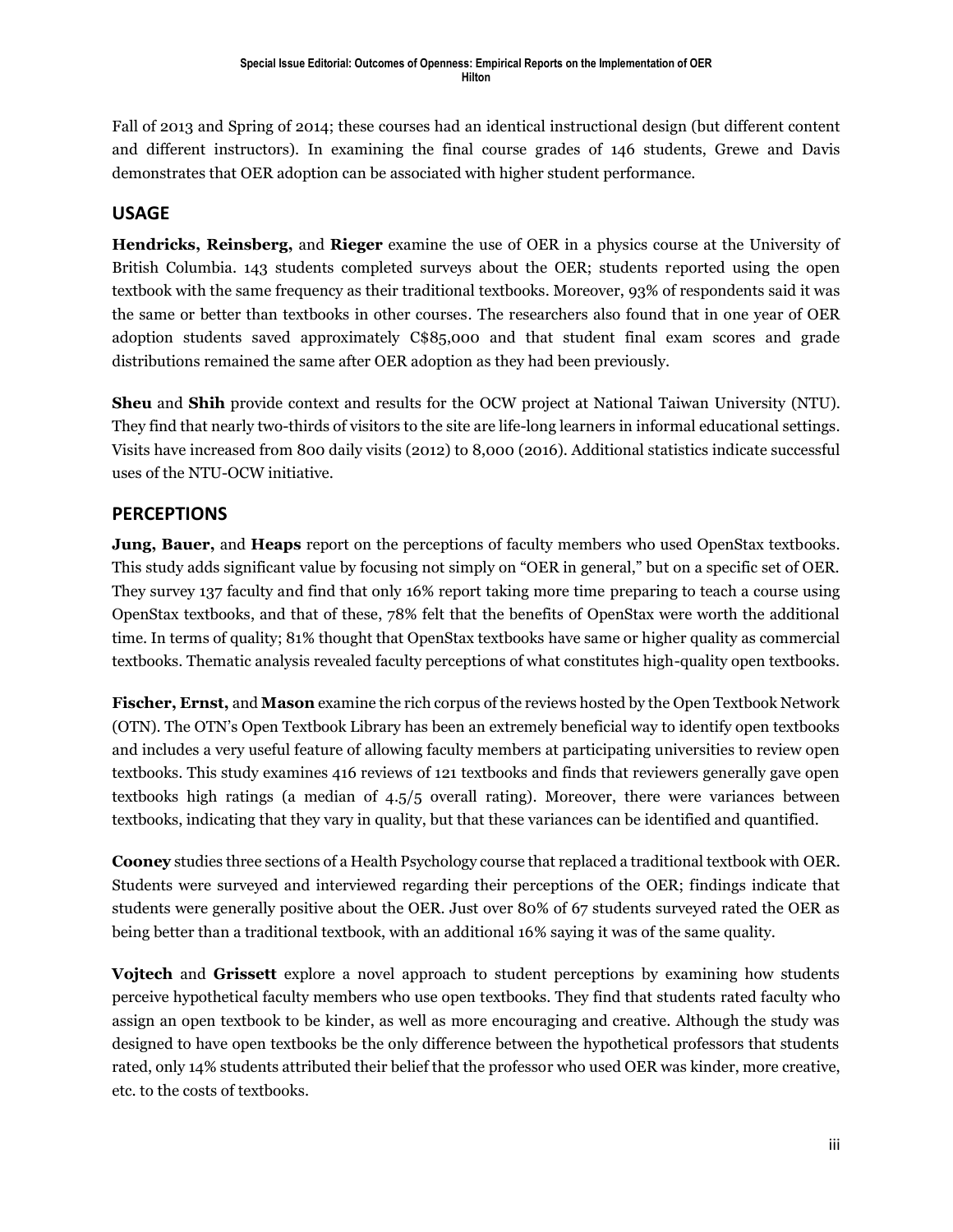Fall of 2013 and Spring of 2014; these courses had an identical instructional design (but different content and different instructors). In examining the final course grades of 146 students, Grewe and Davis demonstrates that OER adoption can be associated with higher student performance.

## USAGE

**Hendricks, Reinsberg,** and **Rieger** examine the use of OER in a physics course at the University of British Columbia. 143 students completed surveys about the OER; students reported using the open textbook with the same frequency as their traditional textbooks. Moreover, 93% of respondents said it was the same or better than textbooks in other courses. The researchers also found that in one year of OER adoption students saved approximately C$85,000 and that student final exam scores and grade distributions remained the same after OER adoption as they had been previously.

**Sheu** and **Shih** provide context and results for the OCW project at National Taiwan University (NTU). They find that nearly two-thirds of visitors to the site are life-long learners in informal educational settings. Visits have increased from 800 daily visits (2012) to 8,000 (2016). Additional statistics indicate successful uses of the NTU-OCW initiative.

## PERCEPTIONS

**Jung, Bauer,** and **Heaps** report on the perceptions of faculty members who used OpenStax textbooks. This study adds significant value by focusing not simply on "OER in general," but on a specific set of OER. They survey 137 faculty and find that only 16% report taking more time preparing to teach a course using OpenStax textbooks, and that of these, 78% felt that the benefits of OpenStax were worth the additional time. In terms of quality; 81% thought that OpenStax textbooks have same or higher quality as commercial textbooks. Thematic analysis revealed faculty perceptions of what constitutes high-quality open textbooks.

**Fischer, Ernst,** and **Mason** examine the rich corpus of the reviews hosted by the Open Textbook Network (OTN). The OTN's Open Textbook Library has been an extremely beneficial way to identify open textbooks and includes a very useful feature of allowing faculty members at participating universities to review open textbooks. This study examines 416 reviews of 121 textbooks and finds that reviewers generally gave open textbooks high ratings (a median of 4.5/5 overall rating). Moreover, there were variances between textbooks, indicating that they vary in quality, but that these variances can be identified and quantified.

**Cooney** studies three sections of a Health Psychology course that replaced a traditional textbook with OER. Students were surveyed and interviewed regarding their perceptions of the OER; findings indicate that students were generally positive about the OER. Just over 80% of 67 students surveyed rated the OER as being better than a traditional textbook, with an additional 16% saying it was of the same quality.

**Vojtech** and **Grissett** explore a novel approach to student perceptions by examining how students perceive hypothetical faculty members who use open textbooks. They find that students rated faculty who assign an open textbook to be kinder, as well as more encouraging and creative. Although the study was designed to have open textbooks be the only difference between the hypothetical professors that students rated, only 14% students attributed their belief that the professor who used OER was kinder, more creative, etc. to the costs of textbooks.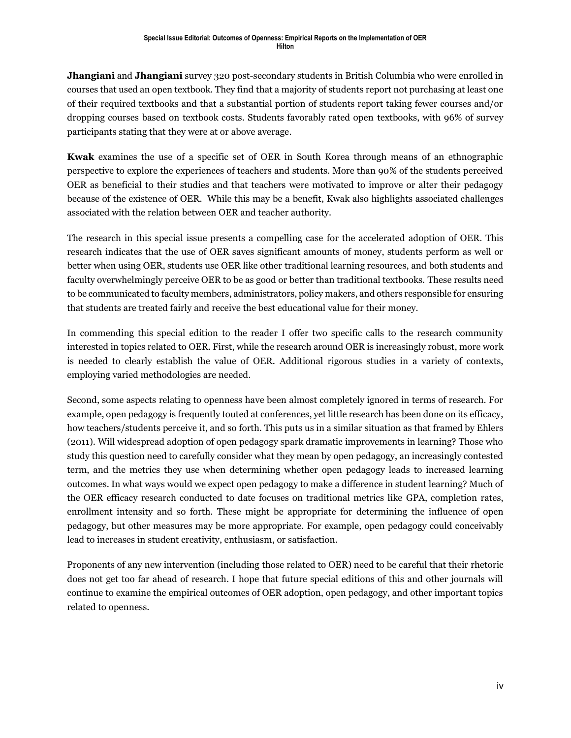**Jhangiani** and **Jhangiani** survey 320 post-secondary students in British Columbia who were enrolled in courses that used an open textbook. They find that a majority of students report not purchasing at least one of their required textbooks and that a substantial portion of students report taking fewer courses and/or dropping courses based on textbook costs. Students favorably rated open textbooks, with 96% of survey participants stating that they were at or above average.

**Kwak** examines the use of a specific set of OER in South Korea through means of an ethnographic perspective to explore the experiences of teachers and students. More than 90% of the students perceived OER as beneficial to their studies and that teachers were motivated to improve or alter their pedagogy because of the existence of OER. While this may be a benefit, Kwak also highlights associated challenges associated with the relation between OER and teacher authority.

The research in this special issue presents a compelling case for the accelerated adoption of OER. This research indicates that the use of OER saves significant amounts of money, students perform as well or better when using OER, students use OER like other traditional learning resources, and both students and faculty overwhelmingly perceive OER to be as good or better than traditional textbooks. These results need to be communicated to faculty members, administrators, policy makers, and others responsible for ensuring that students are treated fairly and receive the best educational value for their money.

In commending this special edition to the reader I offer two specific calls to the research community interested in topics related to OER. First, while the research around OER is increasingly robust, more work is needed to clearly establish the value of OER. Additional rigorous studies in a variety of contexts, employing varied methodologies are needed.

Second, some aspects relating to openness have been almost completely ignored in terms of research. For example, open pedagogy is frequently touted at conferences, yet little research has been done on its efficacy, how teachers/students perceive it, and so forth. This puts us in a similar situation as that framed by Ehlers (2011). Will widespread adoption of open pedagogy spark dramatic improvements in learning? Those who study this question need to carefully consider what they mean by open pedagogy, an increasingly contested term, and the metrics they use when determining whether open pedagogy leads to increased learning outcomes. In what ways would we expect open pedagogy to make a difference in student learning? Much of the OER efficacy research conducted to date focuses on traditional metrics like GPA, completion rates, enrollment intensity and so forth. These might be appropriate for determining the influence of open pedagogy, but other measures may be more appropriate. For example, open pedagogy could conceivably lead to increases in student creativity, enthusiasm, or satisfaction.

Proponents of any new intervention (including those related to OER) need to be careful that their rhetoric does not get too far ahead of research. I hope that future special editions of this and other journals will continue to examine the empirical outcomes of OER adoption, open pedagogy, and other important topics related to openness.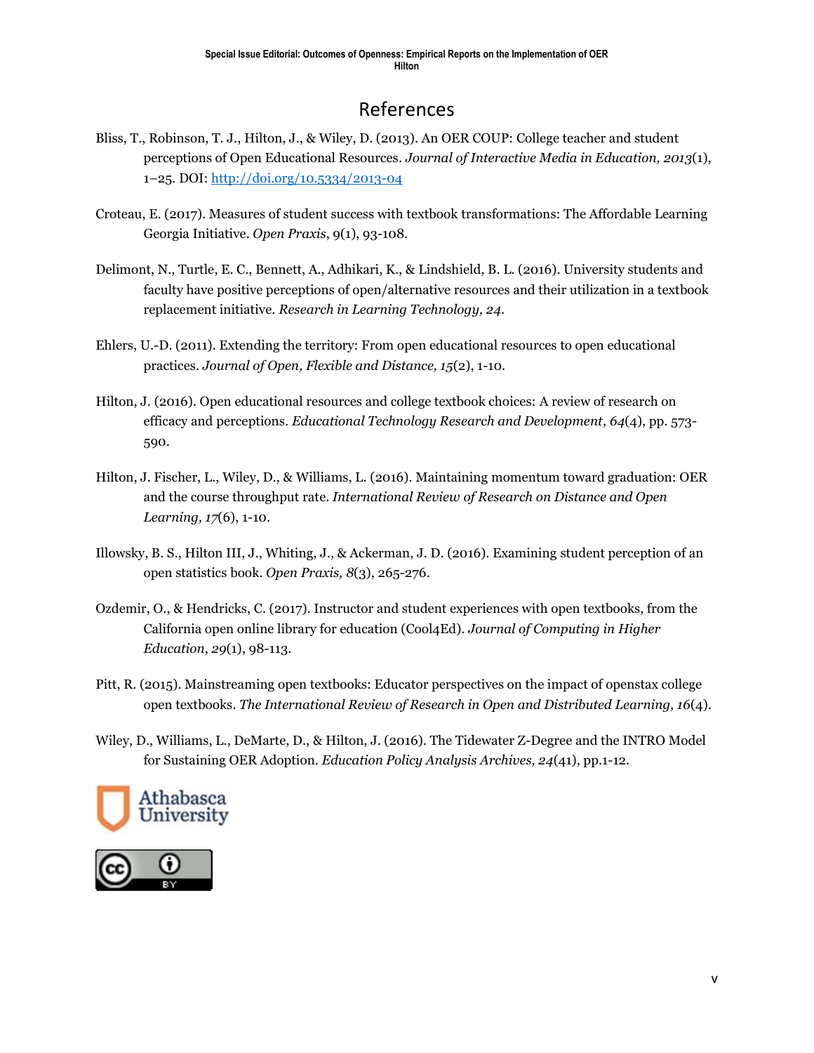# References

Bliss, T., Robinson, T. J., Hilton, J., & Wiley, D. (2013). An OER COUP: College teacher and student perceptions of Open Educational Resources. *Journal of Interactive Media in Education, 2013*(1), 1–25. DOI: http://doi.org/10.5334/2013-04

Croteau, E. (2017). Measures of student success with textbook transformations: The Affordable Learning Georgia Initiative. *Open Praxis*, 9(1), 93-108.

Delimont, N., Turtle, E. C., Bennett, A., Adhikari, K., & Lindshield, B. L. (2016). University students and faculty have positive perceptions of open/alternative resources and their utilization in a textbook replacement initiative. *Research in Learning Technology, 24*.

Ehlers, U.-D. (2011). Extending the territory: From open educational resources to open educational practices. *Journal of Open, Flexible and Distance, 15*(2), 1-10.

Hilton, J. (2016). Open educational resources and college textbook choices: A review of research on efficacy and perceptions. *Educational Technology Research and Development*, *64*(4), pp. 573-590.

Hilton, J. Fischer, L., Wiley, D., & Williams, L. (2016). Maintaining momentum toward graduation: OER and the course throughput rate. *International Review of Research on Distance and Open Learning, 17*(6), 1-10.

Illowsky, B. S., Hilton III, J., Whiting, J., & Ackerman, J. D. (2016). Examining student perception of an open statistics book. *Open Praxis, 8*(3), 265-276.

Ozdemir, O., & Hendricks, C. (2017). Instructor and student experiences with open textbooks, from the California open online library for education (Cool4Ed). *Journal of Computing in Higher Education*, *29*(1), 98-113.

Pitt, R. (2015). Mainstreaming open textbooks: Educator perspectives on the impact of openstax college open textbooks. *The International Review of Research in Open and Distributed Learning, 16*(4).

Wiley, D., Williams, L., DeMarte, D., & Hilton, J. (2016). The Tidewater Z-Degree and the INTRO Model for Sustaining OER Adoption. *Education Policy Analysis Archives, 24*(41), pp.1-12.